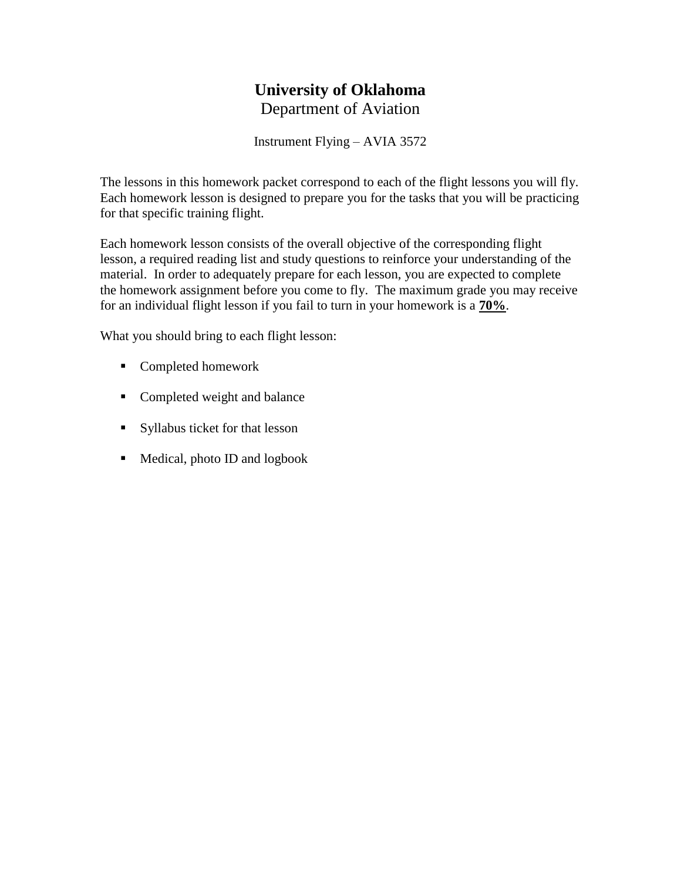# University of Oklahoma

## Department of Aviation

Instrument Flying – AVIA 3572

The lessons in this homework packet correspond to each of the flight lessons you will fly. Each homework lesson is designed to prepare you for the tasks that you will be practicing for that specific training flight.

Each homework lesson consists of the overall objective of the corresponding flight lesson, a required reading list and study questions to reinforce your understanding of the material. In order to adequately prepare for each lesson, you are expected to complete the homework assignment before you come to fly. The maximum grade you may receive for an individual flight lesson if you fail to turn in your homework is a **70%**.

What you should bring to each flight lesson:

- Completed homework
- Completed weight and balance
- Syllabus ticket for that lesson
- Medical, photo ID and logbook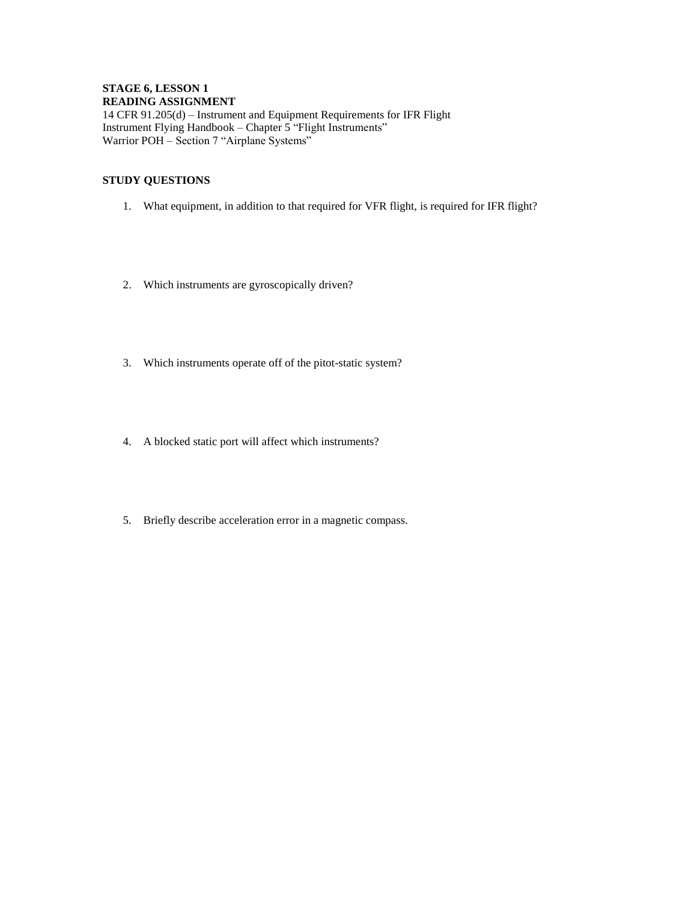**STAGE 6, LESSON 1**
**READING ASSIGNMENT**
14 CFR 91.205(d) – Instrument and Equipment Requirements for IFR Flight
Instrument Flying Handbook – Chapter 5 "Flight Instruments"
Warrior POH – Section 7 "Airplane Systems"

**STUDY QUESTIONS**

1. What equipment, in addition to that required for VFR flight, is required for IFR flight?

2. Which instruments are gyroscopically driven?

3. Which instruments operate off of the pitot-static system?

4. A blocked static port will affect which instruments?

5. Briefly describe acceleration error in a magnetic compass.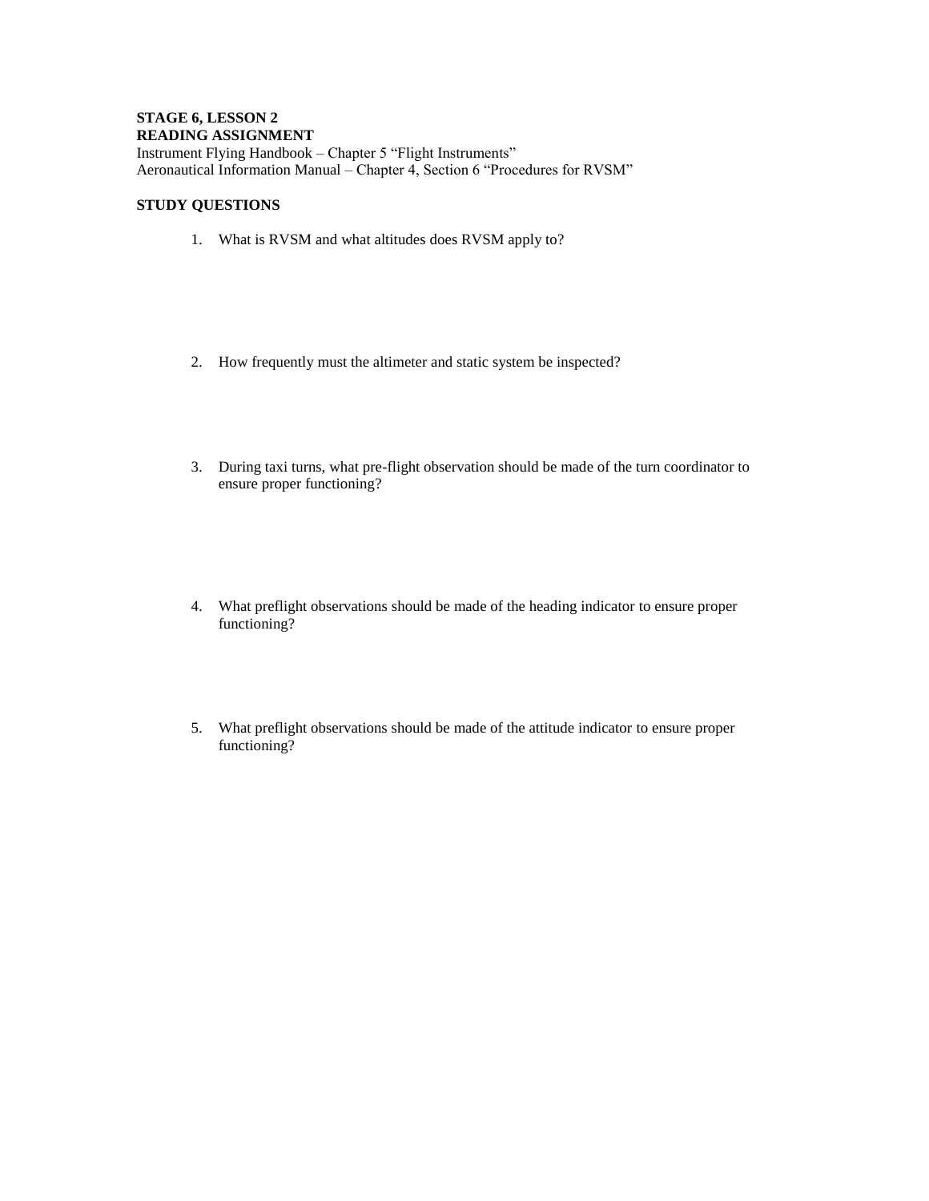**STAGE 6, LESSON 2**

**READING ASSIGNMENT**

Instrument Flying Handbook – Chapter 5 “Flight Instruments”
Aeronautical Information Manual – Chapter 4, Section 6 “Procedures for RVSM”

**STUDY QUESTIONS**

1. What is RVSM and what altitudes does RVSM apply to?

2. How frequently must the altimeter and static system be inspected?

3. During taxi turns, what pre-flight observation should be made of the turn coordinator to ensure proper functioning?

4. What preflight observations should be made of the heading indicator to ensure proper functioning?

5. What preflight observations should be made of the attitude indicator to ensure proper functioning?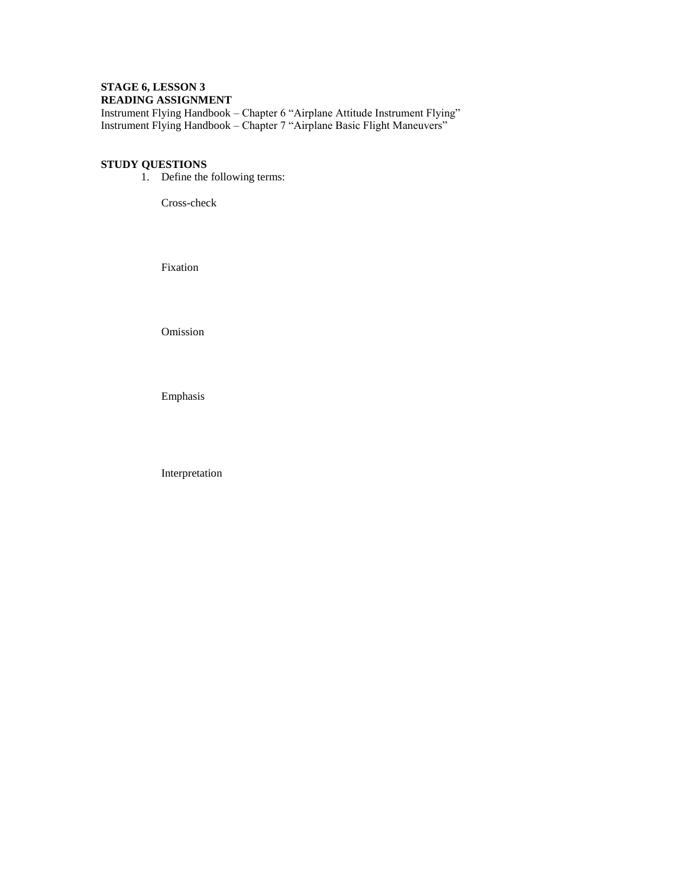**STAGE 6, LESSON 3**
**READING ASSIGNMENT**

Instrument Flying Handbook – Chapter 6 "Airplane Attitude Instrument Flying"
Instrument Flying Handbook – Chapter 7 "Airplane Basic Flight Maneuvers"

**STUDY QUESTIONS**

1. Define the following terms:

   Cross-check

   Fixation

   Omission

   Emphasis

   Interpretation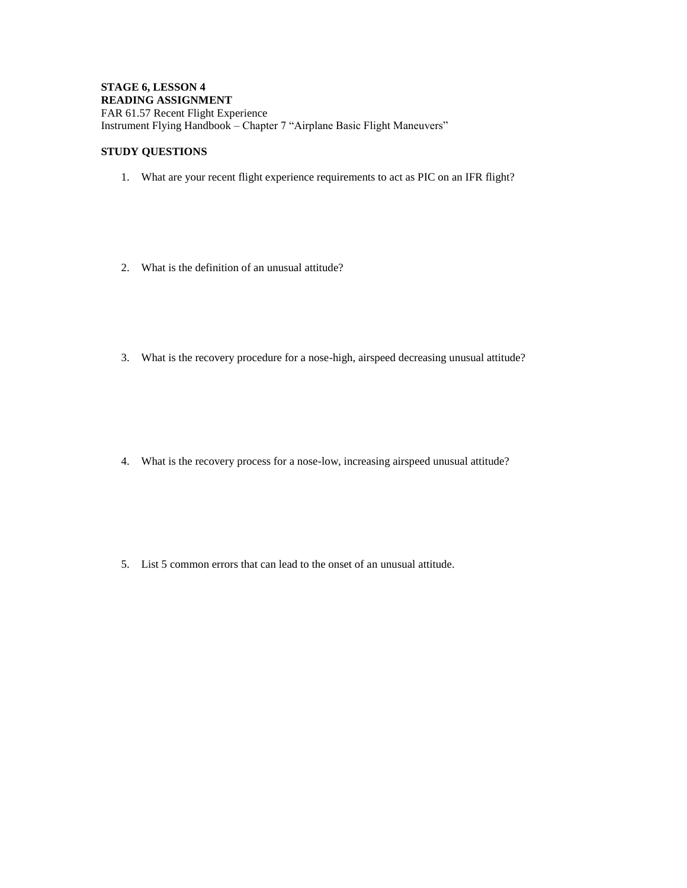**STAGE 6, LESSON 4**
**READING ASSIGNMENT**
FAR 61.57 Recent Flight Experience
Instrument Flying Handbook – Chapter 7 "Airplane Basic Flight Maneuvers"

**STUDY QUESTIONS**

1. What are your recent flight experience requirements to act as PIC on an IFR flight?

2. What is the definition of an unusual attitude?

3. What is the recovery procedure for a nose-high, airspeed decreasing unusual attitude?

4. What is the recovery process for a nose-low, increasing airspeed unusual attitude?

5. List 5 common errors that can lead to the onset of an unusual attitude.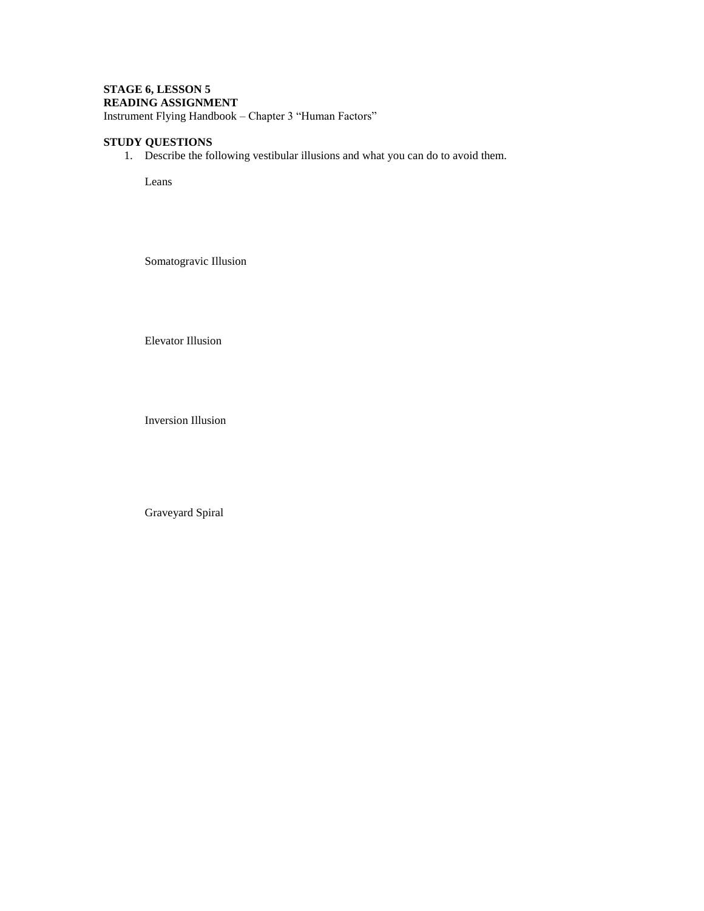**STAGE 6, LESSON 5**
**READING ASSIGNMENT**
Instrument Flying Handbook – Chapter 3 "Human Factors"

**STUDY QUESTIONS**

1. Describe the following vestibular illusions and what you can do to avoid them.

   Leans

   Somatogravic Illusion

   Elevator Illusion

   Inversion Illusion

   Graveyard Spiral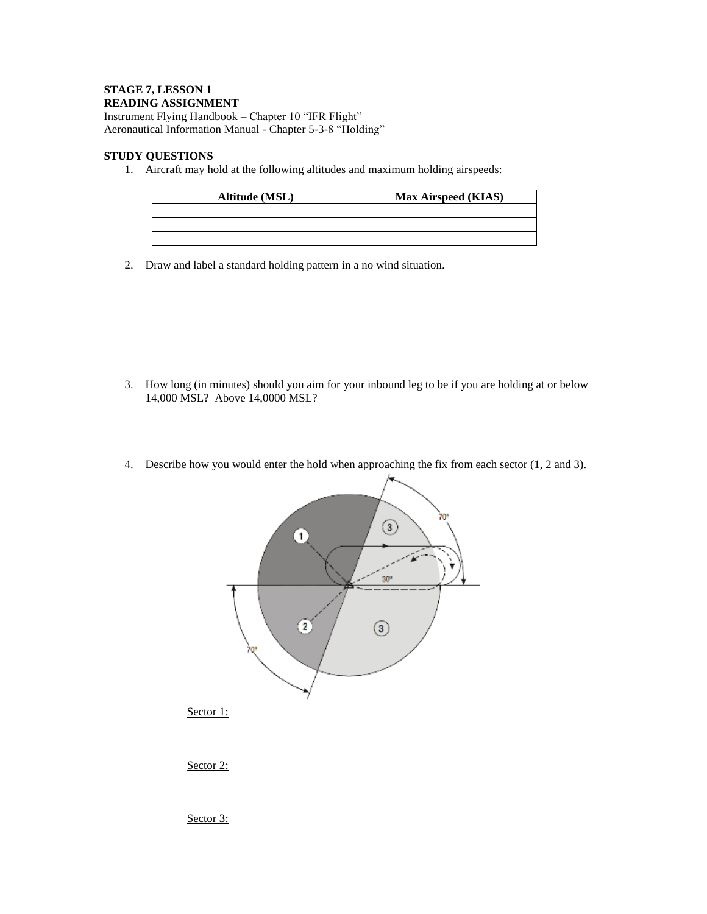**STAGE 7, LESSON 1**
**READING ASSIGNMENT**
Instrument Flying Handbook – Chapter 10 "IFR Flight"
Aeronautical Information Manual - Chapter 5-3-8 "Holding"

**STUDY QUESTIONS**

1. Aircraft may hold at the following altitudes and maximum holding airspeeds:

| Altitude (MSL) | Max Airspeed (KIAS) |
|---|---|
| | |
| | |
| | |

2. Draw and label a standard holding pattern in a no wind situation.

3. How long (in minutes) should you aim for your inbound leg to be if you are holding at or below 14,000 MSL? Above 14,0000 MSL?

4. Describe how you would enter the hold when approaching the fix from each sector (1, 2 and 3).

<u>Sector 1:</u>

<u>Sector 2:</u>

<u>Sector 3:</u>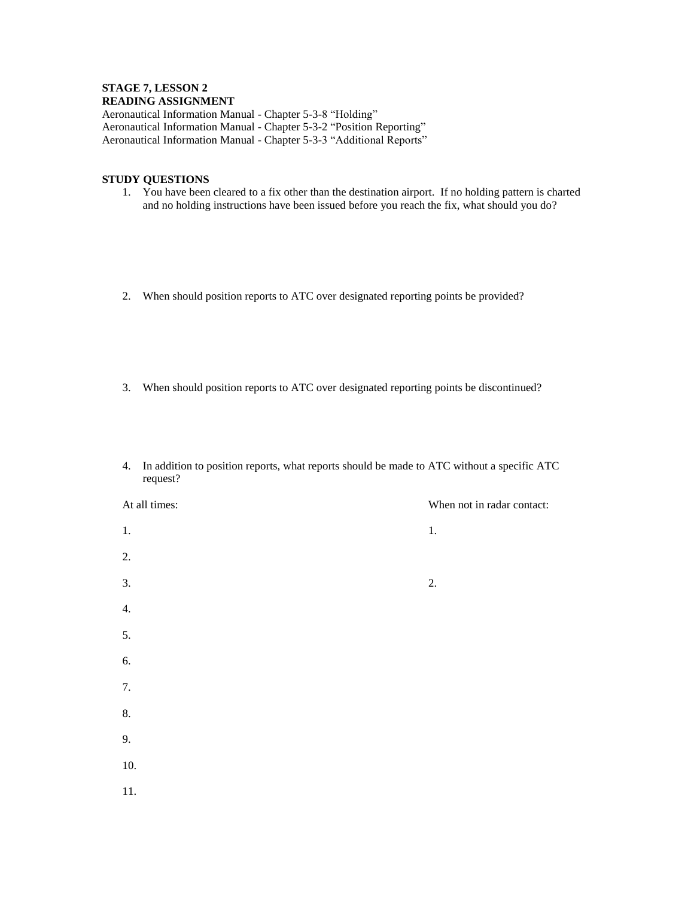**STAGE 7, LESSON 2**
**READING ASSIGNMENT**
Aeronautical Information Manual - Chapter 5-3-8 "Holding"
Aeronautical Information Manual - Chapter 5-3-2 "Position Reporting"
Aeronautical Information Manual - Chapter 5-3-3 "Additional Reports"

**STUDY QUESTIONS**

1. You have been cleared to a fix other than the destination airport. If no holding pattern is charted and no holding instructions have been issued before you reach the fix, what should you do?

2. When should position reports to ATC over designated reporting points be provided?

3. When should position reports to ATC over designated reporting points be discontinued?

4. In addition to position reports, what reports should be made to ATC without a specific ATC request?

| At all times: | When not in radar contact: |
|---|---|
| 1. | 1. |
| 2. | |
| 3. | 2. |
| 4. | |
| 5. | |
| 6. | |
| 7. | |
| 8. | |
| 9. | |
| 10. | |
| 11. | |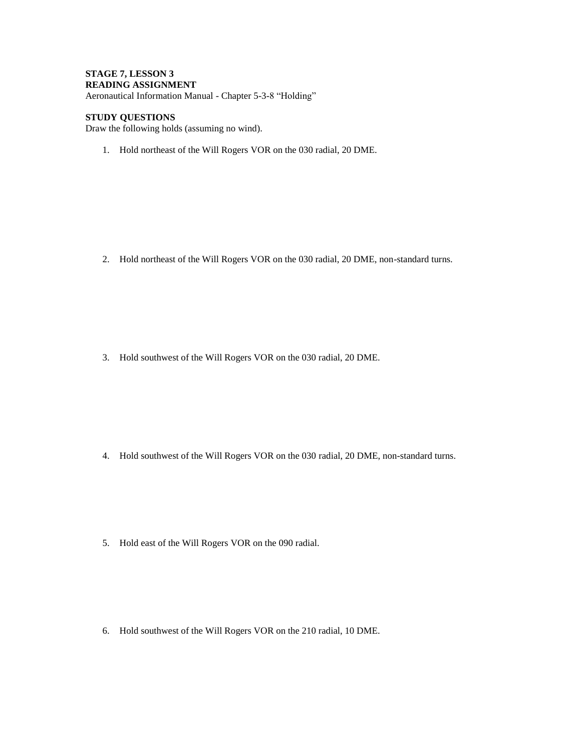**STAGE 7, LESSON 3**
**READING ASSIGNMENT**
Aeronautical Information Manual - Chapter 5-3-8 “Holding”

**STUDY QUESTIONS**
Draw the following holds (assuming no wind).

1. Hold northeast of the Will Rogers VOR on the 030 radial, 20 DME.

2. Hold northeast of the Will Rogers VOR on the 030 radial, 20 DME, non-standard turns.

3. Hold southwest of the Will Rogers VOR on the 030 radial, 20 DME.

4. Hold southwest of the Will Rogers VOR on the 030 radial, 20 DME, non-standard turns.

5. Hold east of the Will Rogers VOR on the 090 radial.

6. Hold southwest of the Will Rogers VOR on the 210 radial, 10 DME.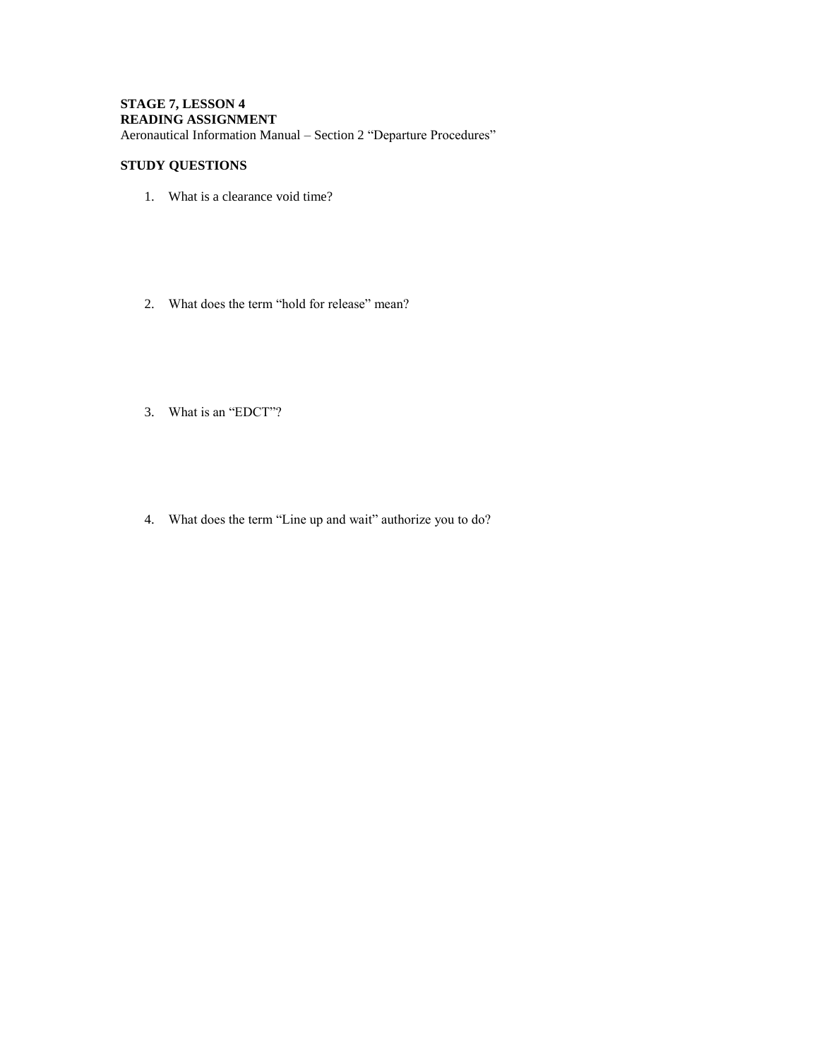**STAGE 7, LESSON 4**
**READING ASSIGNMENT**
Aeronautical Information Manual – Section 2 "Departure Procedures"

**STUDY QUESTIONS**

1. What is a clearance void time?

2. What does the term "hold for release" mean?

3. What is an "EDCT"?

4. What does the term "Line up and wait" authorize you to do?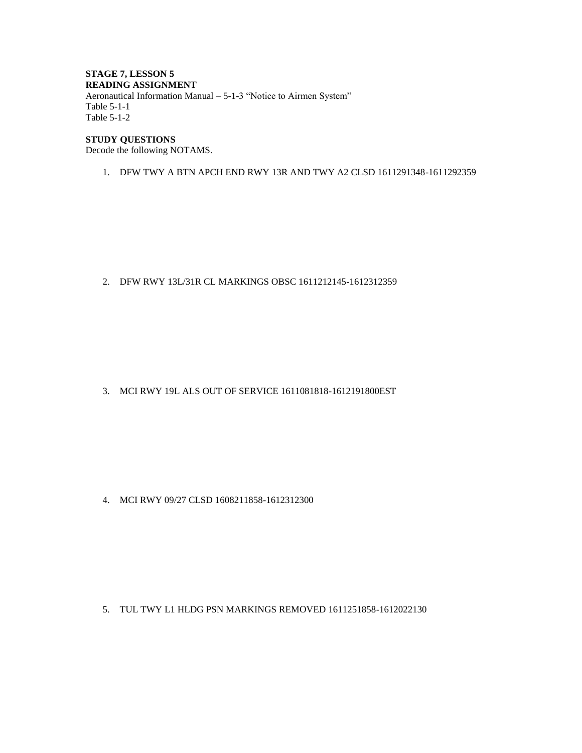**STAGE 7, LESSON 5**
**READING ASSIGNMENT**
Aeronautical Information Manual – 5-1-3 "Notice to Airmen System"
Table 5-1-1
Table 5-1-2

**STUDY QUESTIONS**
Decode the following NOTAMS.

1. DFW TWY A BTN APCH END RWY 13R AND TWY A2 CLSD 1611291348-1611292359

2. DFW RWY 13L/31R CL MARKINGS OBSC 1611212145-1612312359

3. MCI RWY 19L ALS OUT OF SERVICE 1611081818-1612191800EST

4. MCI RWY 09/27 CLSD 1608211858-1612312300

5. TUL TWY L1 HLDG PSN MARKINGS REMOVED 1611251858-1612022130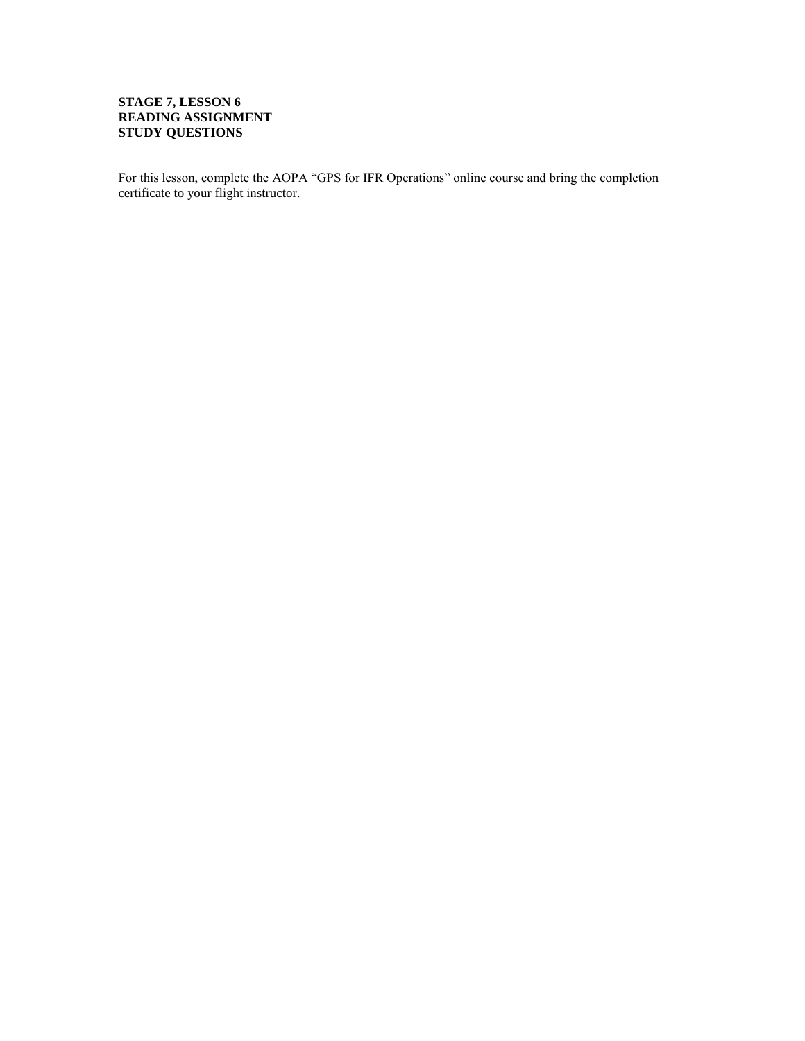**STAGE 7, LESSON 6**
**READING ASSIGNMENT**
**STUDY QUESTIONS**

For this lesson, complete the AOPA "GPS for IFR Operations" online course and bring the completion certificate to your flight instructor.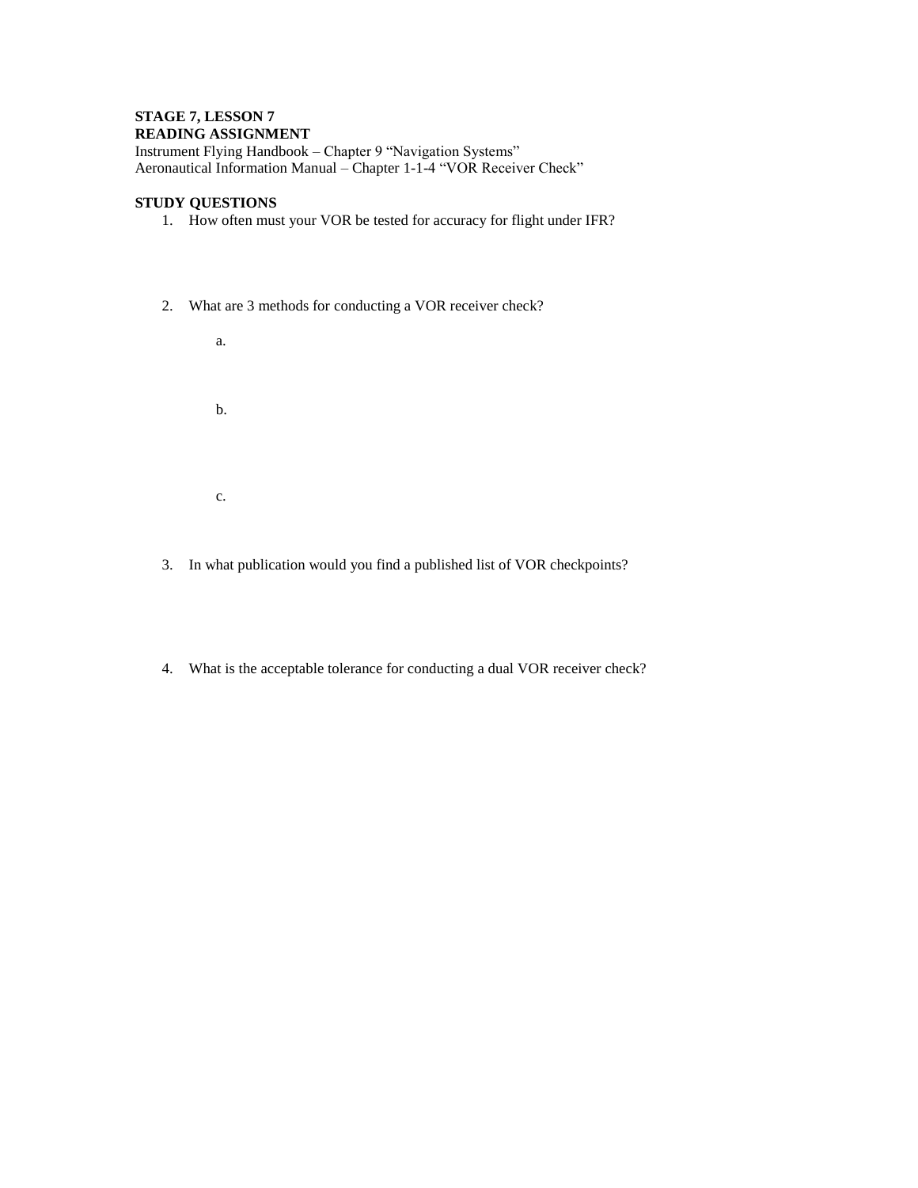**STAGE 7, LESSON 7**
**READING ASSIGNMENT**
Instrument Flying Handbook – Chapter 9 "Navigation Systems"
Aeronautical Information Manual – Chapter 1-1-4 "VOR Receiver Check"

**STUDY QUESTIONS**

1. How often must your VOR be tested for accuracy for flight under IFR?

2. What are 3 methods for conducting a VOR receiver check?

   a.

   b.

   c.

3. In what publication would you find a published list of VOR checkpoints?

4. What is the acceptable tolerance for conducting a dual VOR receiver check?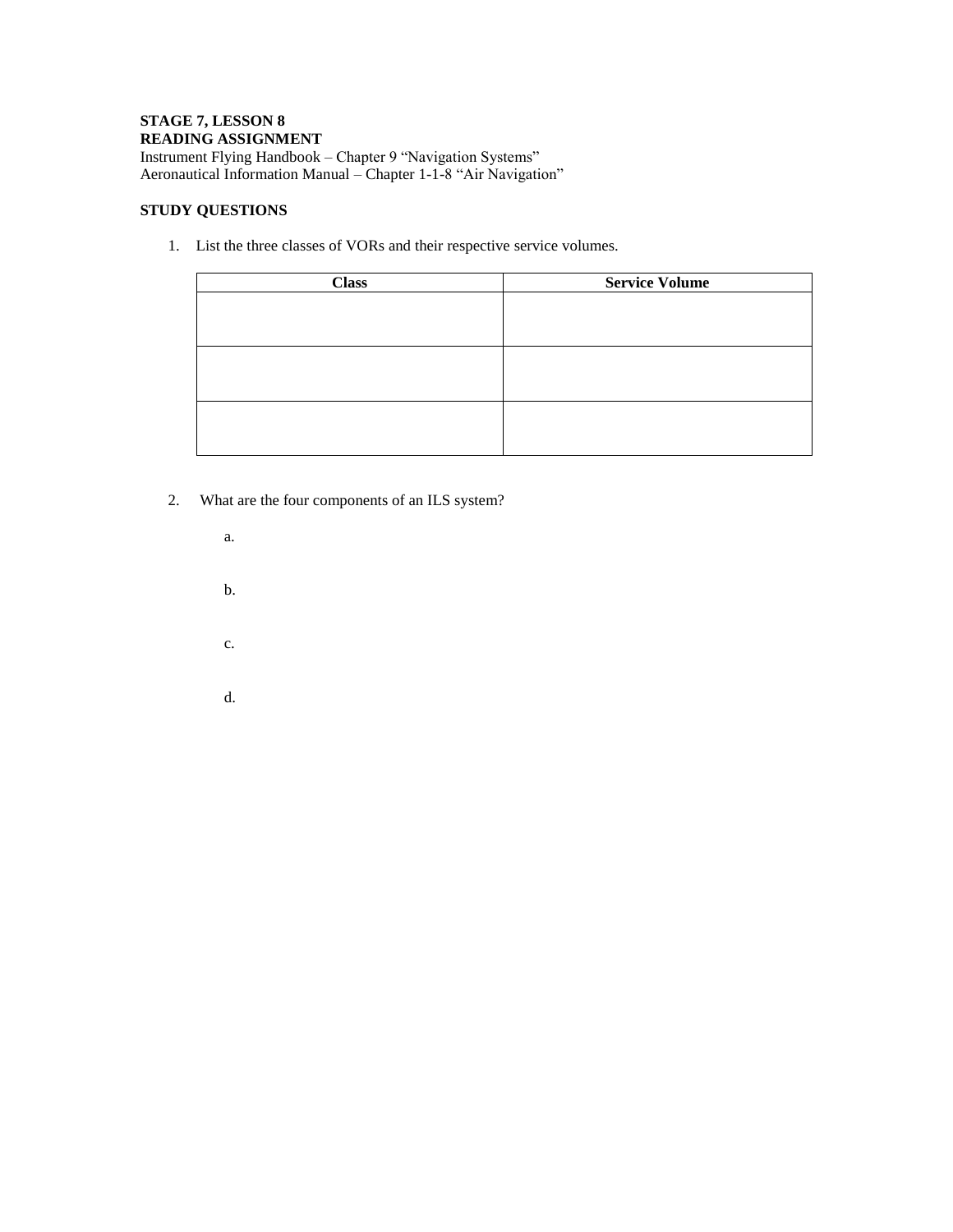**STAGE 7, LESSON 8**
**READING ASSIGNMENT**
Instrument Flying Handbook – Chapter 9 "Navigation Systems"
Aeronautical Information Manual – Chapter 1-1-8 "Air Navigation"

**STUDY QUESTIONS**

1. List the three classes of VORs and their respective service volumes.

| Class | Service Volume |
|---|---|
| | |
| | |
| | |

2. What are the four components of an ILS system?

   a.

   b.

   c.

   d.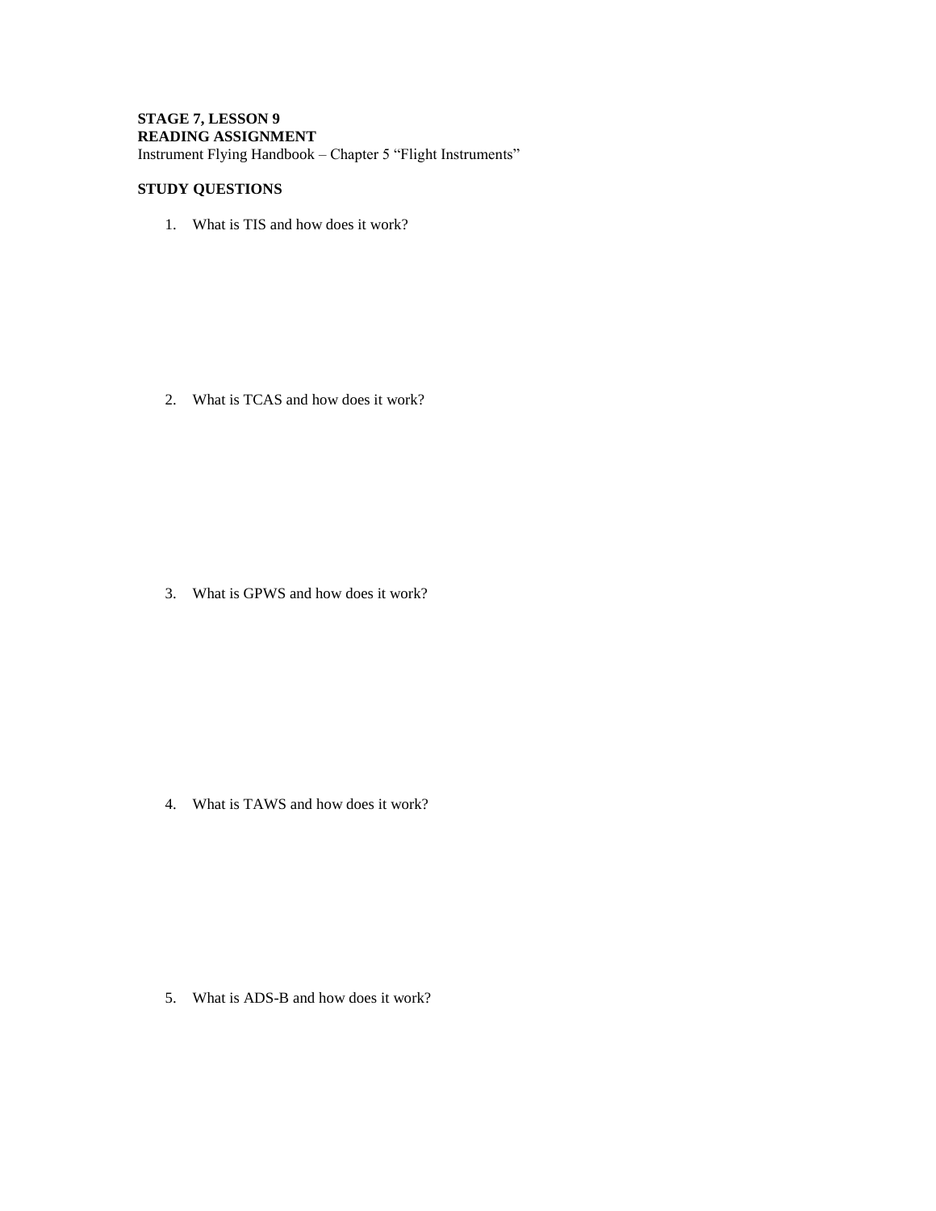**STAGE 7, LESSON 9**
**READING ASSIGNMENT**
Instrument Flying Handbook – Chapter 5 "Flight Instruments"

**STUDY QUESTIONS**

1. What is TIS and how does it work?

2. What is TCAS and how does it work?

3. What is GPWS and how does it work?

4. What is TAWS and how does it work?

5. What is ADS-B and how does it work?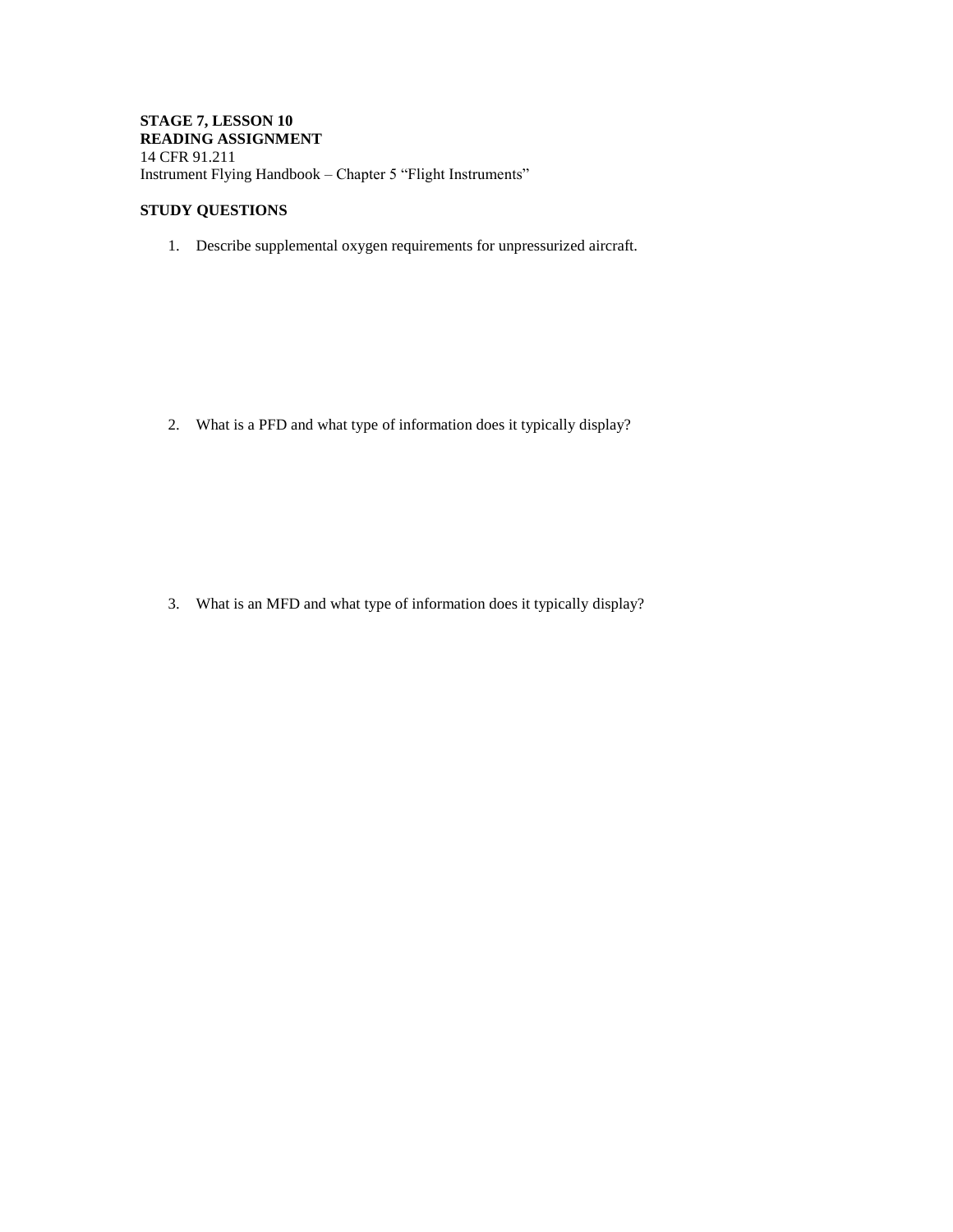**STAGE 7, LESSON 10**
**READING ASSIGNMENT**
14 CFR 91.211
Instrument Flying Handbook – Chapter 5 “Flight Instruments”

**STUDY QUESTIONS**

1. Describe supplemental oxygen requirements for unpressurized aircraft.

2. What is a PFD and what type of information does it typically display?

3. What is an MFD and what type of information does it typically display?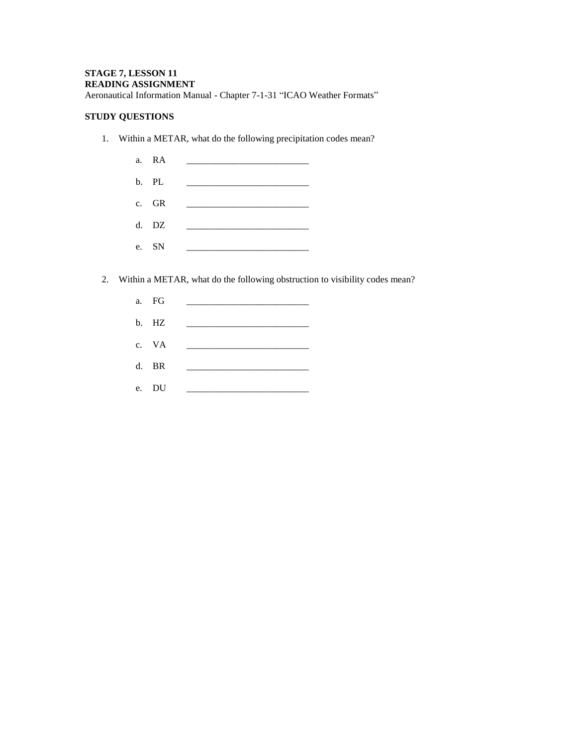**STAGE 7, LESSON 11**
**READING ASSIGNMENT**
Aeronautical Information Manual - Chapter 7-1-31 "ICAO Weather Formats"

**STUDY QUESTIONS**

1. Within a METAR, what do the following precipitation codes mean?

   a. RA ___________________________

   b. PL ___________________________

   c. GR ___________________________

   d. DZ ___________________________

   e. SN ___________________________

2. Within a METAR, what do the following obstruction to visibility codes mean?

   a. FG ___________________________

   b. HZ ___________________________

   c. VA ___________________________

   d. BR ___________________________

   e. DU ___________________________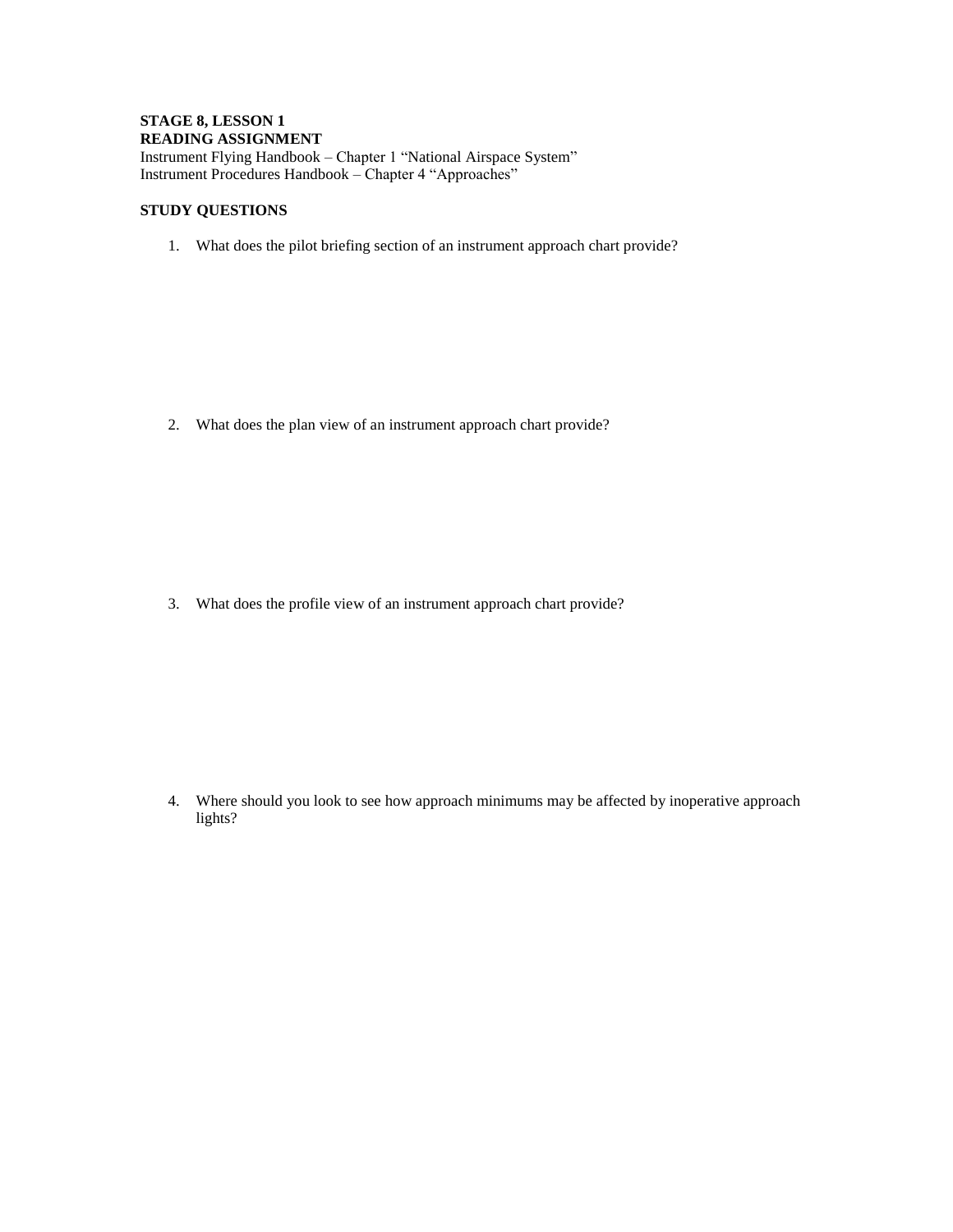**STAGE 8, LESSON 1**
**READING ASSIGNMENT**
Instrument Flying Handbook – Chapter 1 "National Airspace System"
Instrument Procedures Handbook – Chapter 4 "Approaches"

**STUDY QUESTIONS**

1. What does the pilot briefing section of an instrument approach chart provide?

2. What does the plan view of an instrument approach chart provide?

3. What does the profile view of an instrument approach chart provide?

4. Where should you look to see how approach minimums may be affected by inoperative approach lights?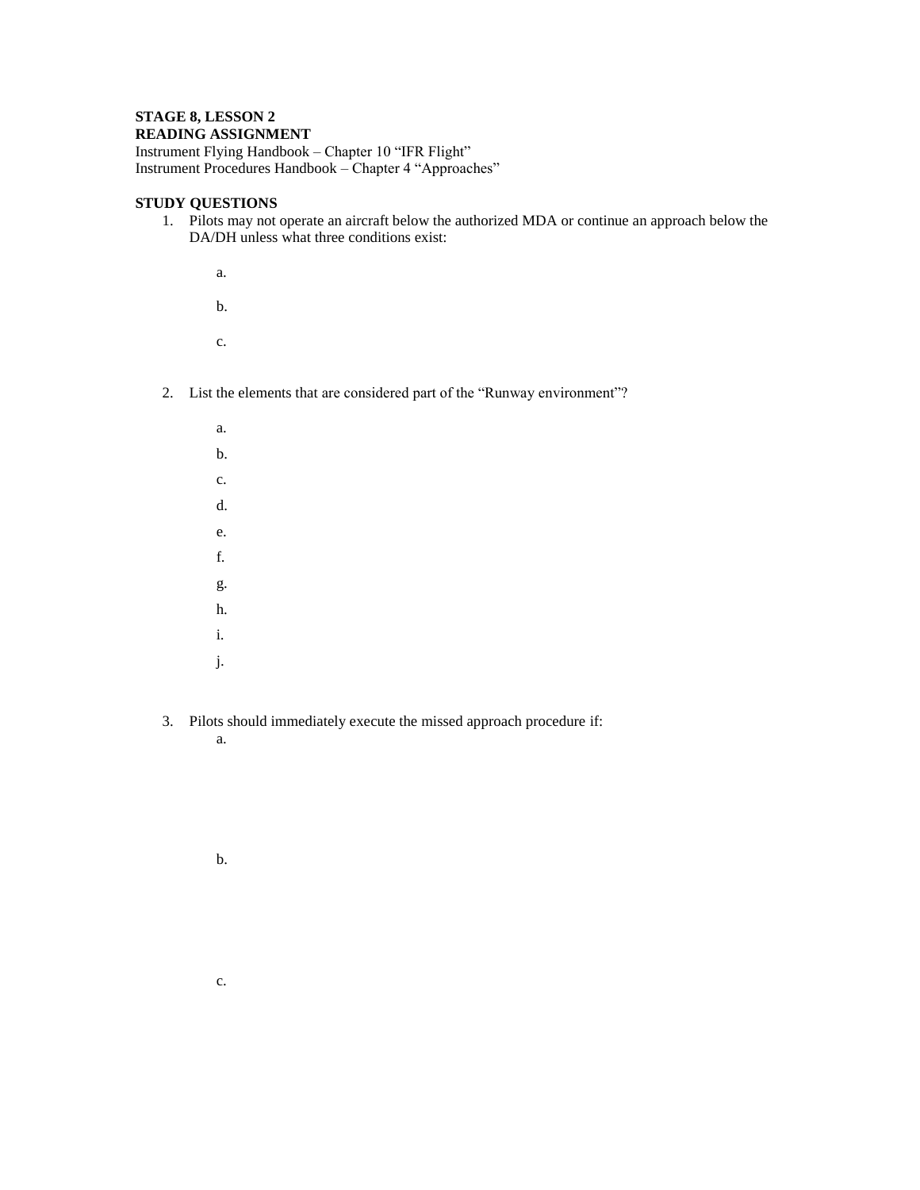**STAGE 8, LESSON 2**

**READING ASSIGNMENT**

Instrument Flying Handbook – Chapter 10 "IFR Flight"
Instrument Procedures Handbook – Chapter 4 "Approaches"

**STUDY QUESTIONS**

1. Pilots may not operate an aircraft below the authorized MDA or continue an approach below the DA/DH unless what three conditions exist:

   a.

   b.

   c.

2. List the elements that are considered part of the "Runway environment"?

   a.
   b.
   c.
   d.
   e.
   f.
   g.
   h.
   i.
   j.

3. Pilots should immediately execute the missed approach procedure if:

   a.

   b.

   c.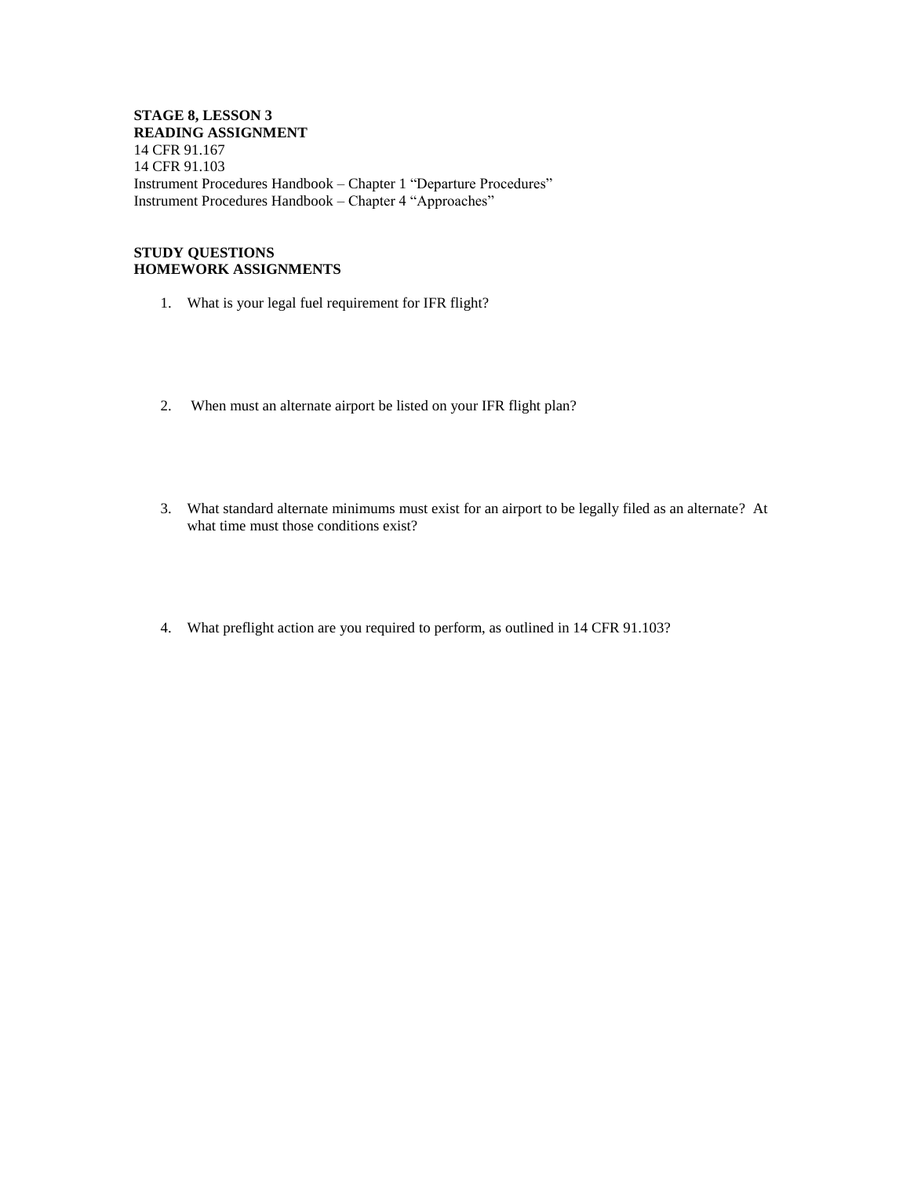**STAGE 8, LESSON 3**
**READING ASSIGNMENT**
14 CFR 91.167
14 CFR 91.103
Instrument Procedures Handbook – Chapter 1 "Departure Procedures"
Instrument Procedures Handbook – Chapter 4 "Approaches"

**STUDY QUESTIONS**
**HOMEWORK ASSIGNMENTS**

1. What is your legal fuel requirement for IFR flight?

2. When must an alternate airport be listed on your IFR flight plan?

3. What standard alternate minimums must exist for an airport to be legally filed as an alternate? At what time must those conditions exist?

4. What preflight action are you required to perform, as outlined in 14 CFR 91.103?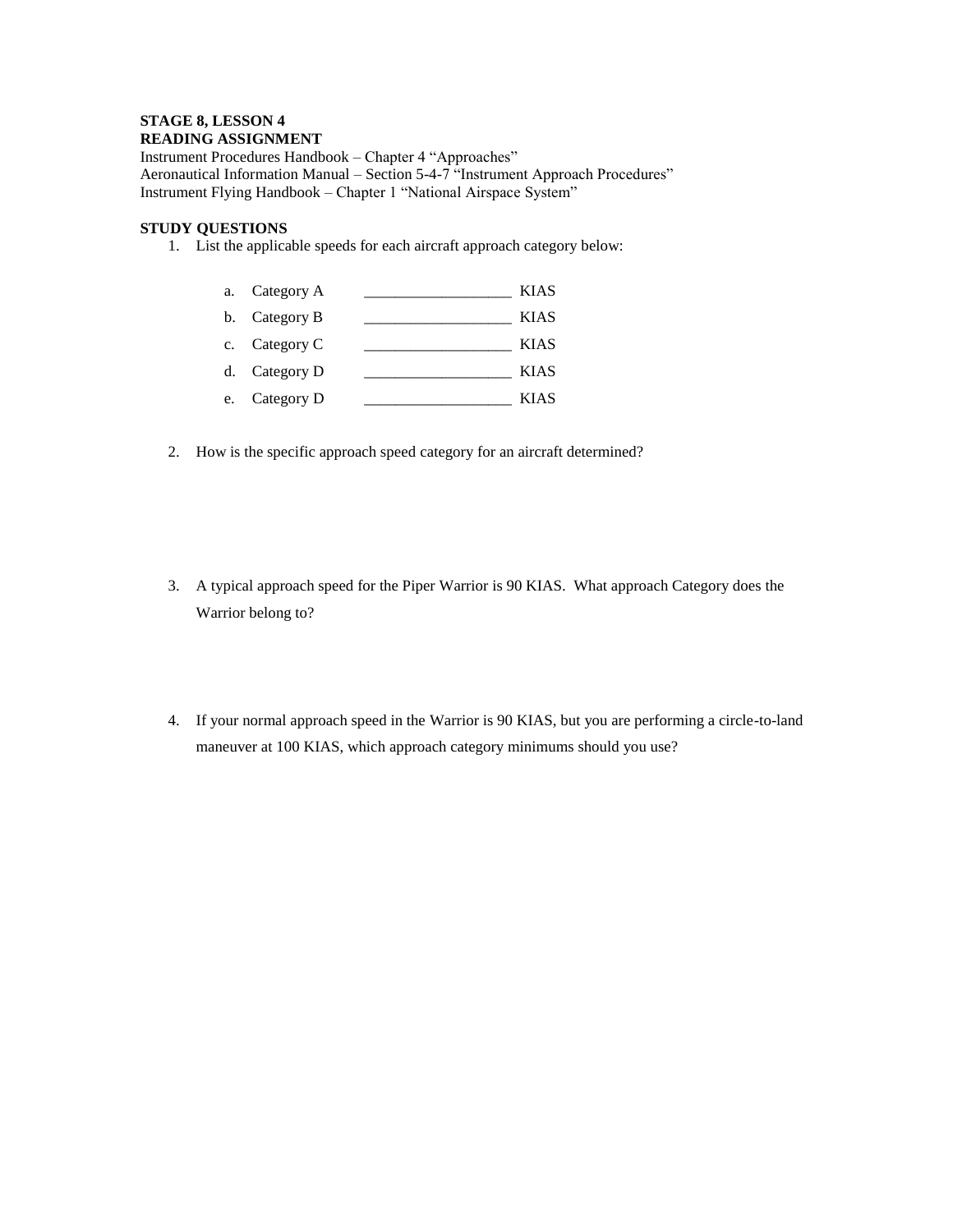**STAGE 8, LESSON 4**

**READING ASSIGNMENT**

Instrument Procedures Handbook – Chapter 4 "Approaches"
Aeronautical Information Manual – Section 5-4-7 "Instrument Approach Procedures"
Instrument Flying Handbook – Chapter 1 "National Airspace System"

**STUDY QUESTIONS**

1. List the applicable speeds for each aircraft approach category below:

   a. Category A ___________________ KIAS

   b. Category B ___________________ KIAS

   c. Category C ___________________ KIAS

   d. Category D ___________________ KIAS

   e. Category D ___________________ KIAS

2. How is the specific approach speed category for an aircraft determined?

3. A typical approach speed for the Piper Warrior is 90 KIAS. What approach Category does the Warrior belong to?

4. If your normal approach speed in the Warrior is 90 KIAS, but you are performing a circle-to-land maneuver at 100 KIAS, which approach category minimums should you use?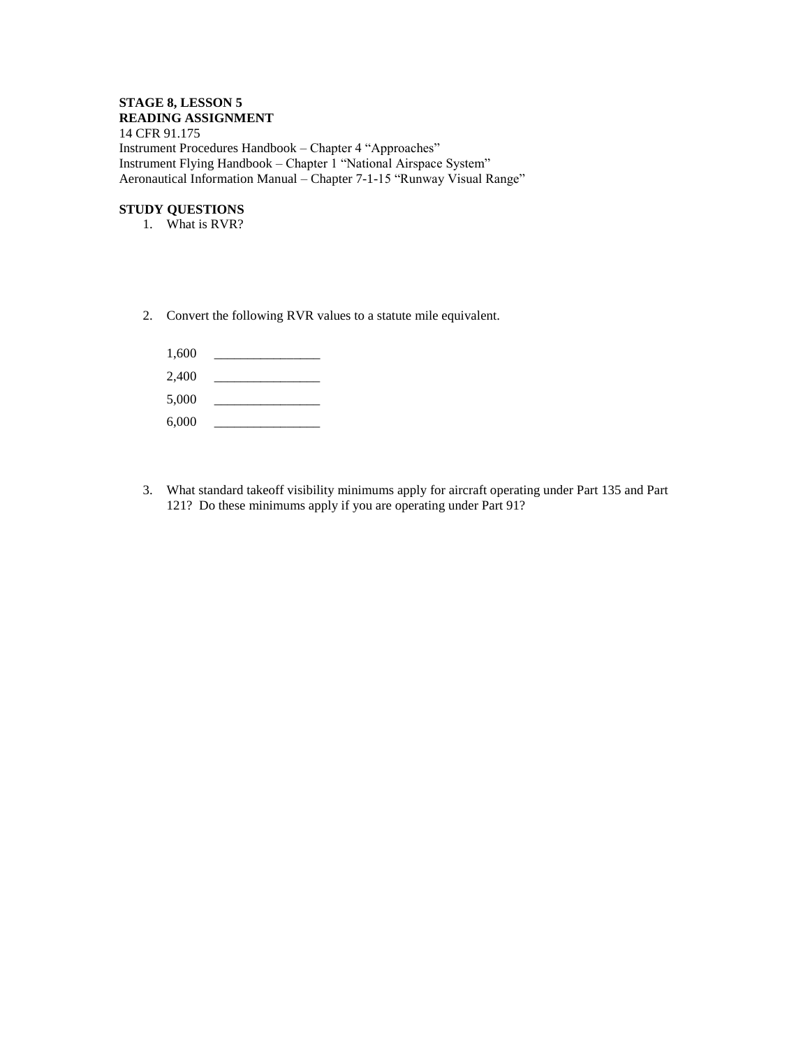**STAGE 8, LESSON 5**

**READING ASSIGNMENT**

14 CFR 91.175
Instrument Procedures Handbook – Chapter 4 “Approaches”
Instrument Flying Handbook – Chapter 1 “National Airspace System”
Aeronautical Information Manual – Chapter 7-1-15 “Runway Visual Range”

**STUDY QUESTIONS**

1. What is RVR?

2. Convert the following RVR values to a statute mile equivalent.

   1,600 ________________

   2,400 ________________

   5,000 ________________

   6,000 ________________

3. What standard takeoff visibility minimums apply for aircraft operating under Part 135 and Part 121? Do these minimums apply if you are operating under Part 91?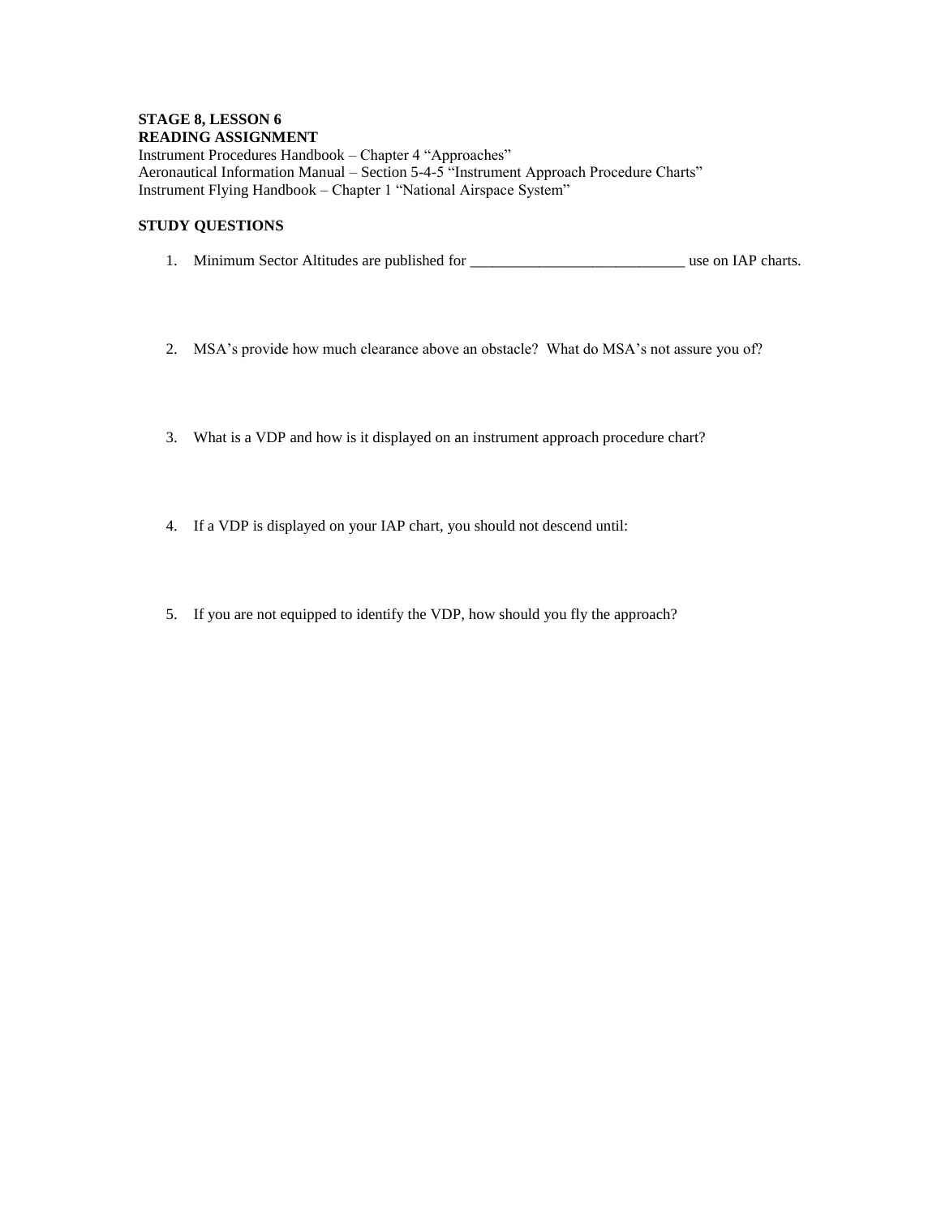**STAGE 8, LESSON 6**
**READING ASSIGNMENT**
Instrument Procedures Handbook – Chapter 4 “Approaches”
Aeronautical Information Manual – Section 5-4-5 “Instrument Approach Procedure Charts”
Instrument Flying Handbook – Chapter 1 “National Airspace System”

**STUDY QUESTIONS**

1. Minimum Sector Altitudes are published for ____________________________ use on IAP charts.

2. MSA’s provide how much clearance above an obstacle? What do MSA’s not assure you of?

3. What is a VDP and how is it displayed on an instrument approach procedure chart?

4. If a VDP is displayed on your IAP chart, you should not descend until:

5. If you are not equipped to identify the VDP, how should you fly the approach?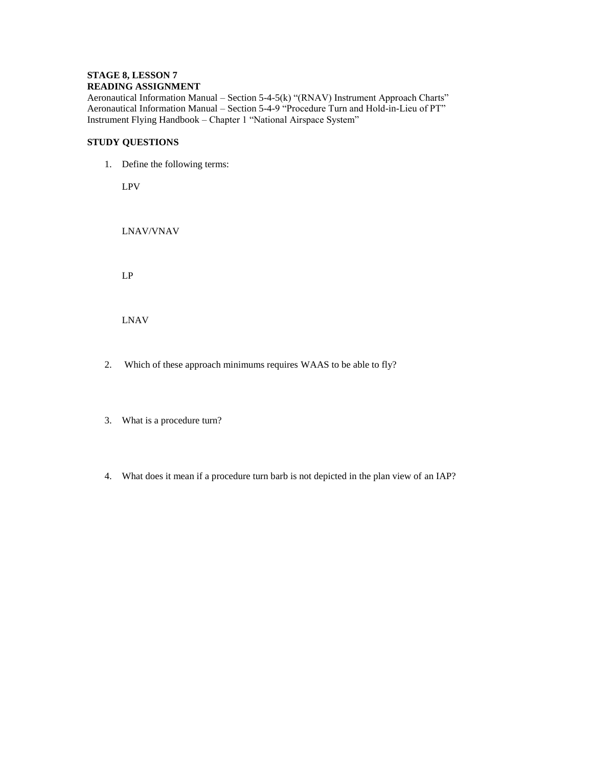**STAGE 8, LESSON 7**
**READING ASSIGNMENT**
Aeronautical Information Manual – Section 5-4-5(k) "(RNAV) Instrument Approach Charts"
Aeronautical Information Manual – Section 5-4-9 "Procedure Turn and Hold-in-Lieu of PT"
Instrument Flying Handbook – Chapter 1 "National Airspace System"

**STUDY QUESTIONS**

1. Define the following terms:

   LPV

   LNAV/VNAV

   LP

   LNAV

2. Which of these approach minimums requires WAAS to be able to fly?

3. What is a procedure turn?

4. What does it mean if a procedure turn barb is not depicted in the plan view of an IAP?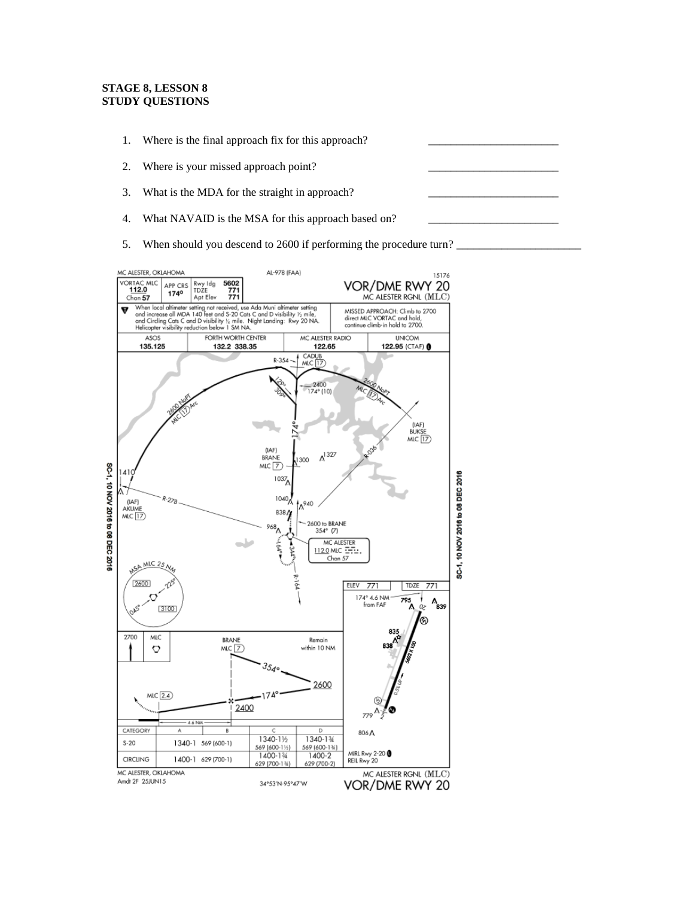**STAGE 8, LESSON 8**
**STUDY QUESTIONS**

1. Where is the final approach fix for this approach? _______________________
2. Where is your missed approach point? _______________________
3. What is the MDA for the straight in approach? _______________________
4. What NAVAID is the MSA for this approach based on? _______________________
5. When should you descend to 2600 if performing the procedure turn? ______________________

MC ALESTER, OKLAHOMA AL-978 (FAA) 15176

**VOR/DME RWY 20**
MC ALESTER RGNL (MLC)

| VORTAC MLC 112.0 Chan 57 | APP CRS 174° | Rwy ldg 5602 TDZE 771 Apt Elev 771 |
|---|---|---|

When local altimeter setting not received, use Ada Muni altimeter setting and increase all MDA 140 feet and S-20 Cats C and D visibility ½ mile, and Circling Cats C and D visibility ¼ mile. Night Landing: Rwy 20 NA. Helicopter visibility reduction below 1 SM NA.

MISSED APPROACH: Climb to 2700 direct MLC VORTAC and hold, continue climb-in hold to 2700.

| ASOS | FORTH WORTH CENTER | MC ALESTER RADIO | UNICOM |
|---|---|---|---|
| 135.125 | 132.2 338.35 | 122.65 | 122.95 (CTAF) |

| CATEGORY | A | B | C | D |
|---|---|---|---|---|
| S-20 | 1340-1 569 (600-1) | | 1340-1½ 569 (600-1½) | 1340-1¾ 569 (600-1¾) |
| CIRCLING | 1400-1 629 (700-1) | | 1400-1¾ 629 (700-1¾) | 1400-2 629 (700-2) |

MIRL Rwy 2-20
REIL Rwy 20

MC ALESTER, OKLAHOMA
Amdt 2F 25JUN15 34°53'N-95°47'W

MC ALESTER RGNL (MLC)
**VOR/DME RWY 20**

SC-1, 10 NOV 2016 to 08 DEC 2016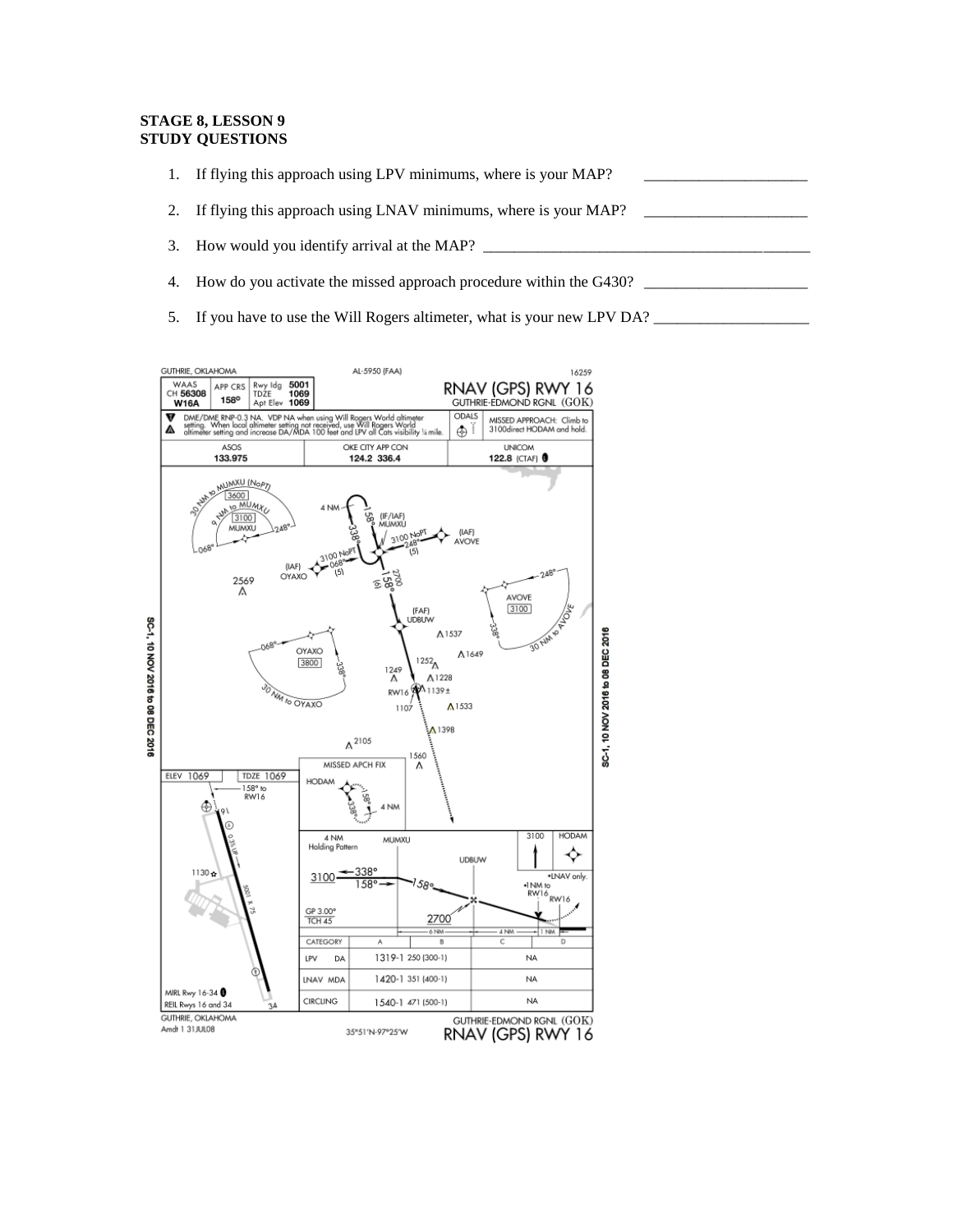**STAGE 8, LESSON 9**
**STUDY QUESTIONS**

1. If flying this approach using LPV minimums, where is your MAP? _____________________
2. If flying this approach using LNAV minimums, where is your MAP? _____________________
3. How would you identify arrival at the MAP? _______________________________________________
4. How do you activate the missed approach procedure within the G430? _____________________
5. If you have to use the Will Rogers altimeter, what is your new LPV DA? ____________________

GUTHRIE, OKLAHOMA AL-5950 (FAA) 16259

RNAV (GPS) RWY 16
GUTHRIE-EDMOND RGNL (GOK)

| WAAS CH 56308 W16A | APP CRS 158° | Rwy ldg 5001 TDZE 1069 Apt Elev 1069 |
|---|---|---|

DME/DME RNP-0.3 NA. VDP NA when using Will Rogers World altimeter setting. When local altimeter setting not received, use Will Rogers World altimeter setting and increase DA/MDA 100 feet and LPV all Cats visibility ¼ mile.

ODALS

MISSED APPROACH: Climb to 3100direct HODAM and hold.

| ASOS | OKE CITY APP CON | UNICOM |
|---|---|---|
| 133.975 | 124.2 336.4 | 122.8 (CTAF) |

| CATEGORY | A | B | C | D |
|---|---|---|---|---|
| LPV DA | 1319-1 250 (300-1) | | NA | |
| LNAV MDA | 1420-1 351 (400-1) | | NA | |
| CIRCLING | 1540-1 471 (500-1) | | NA | |

ELEV 1069 TDZE 1069

MIRL Rwy 16-34
REIL Rwys 16 and 34

GP 3.00° TCH 45

*LNAV only. *1 NM to RW16

SC-1, 10 NOV 2016 to 08 DEC 2016

GUTHRIE, OKLAHOMA
Amdt 1 31JUL08

35°51'N-97°25'W

GUTHRIE-EDMOND RGNL (GOK)
RNAV (GPS) RWY 16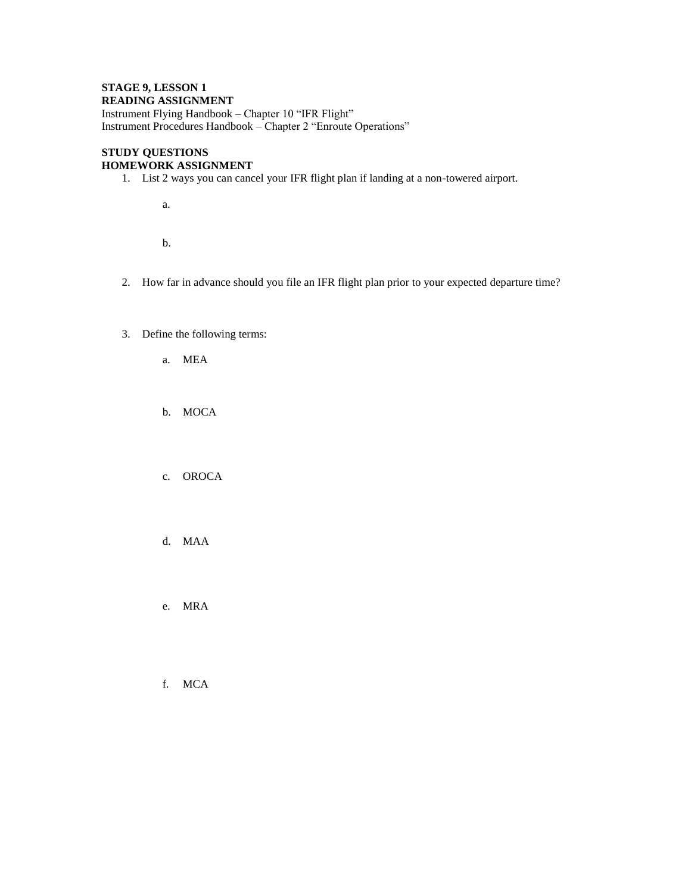**STAGE 9, LESSON 1**
**READING ASSIGNMENT**
Instrument Flying Handbook – Chapter 10 "IFR Flight"
Instrument Procedures Handbook – Chapter 2 "Enroute Operations"

**STUDY QUESTIONS**
**HOMEWORK ASSIGNMENT**

1. List 2 ways you can cancel your IFR flight plan if landing at a non-towered airport.

    a.

    b.

2. How far in advance should you file an IFR flight plan prior to your expected departure time?

3. Define the following terms:

    a. MEA

    b. MOCA

    c. OROCA

    d. MAA

    e. MRA

    f. MCA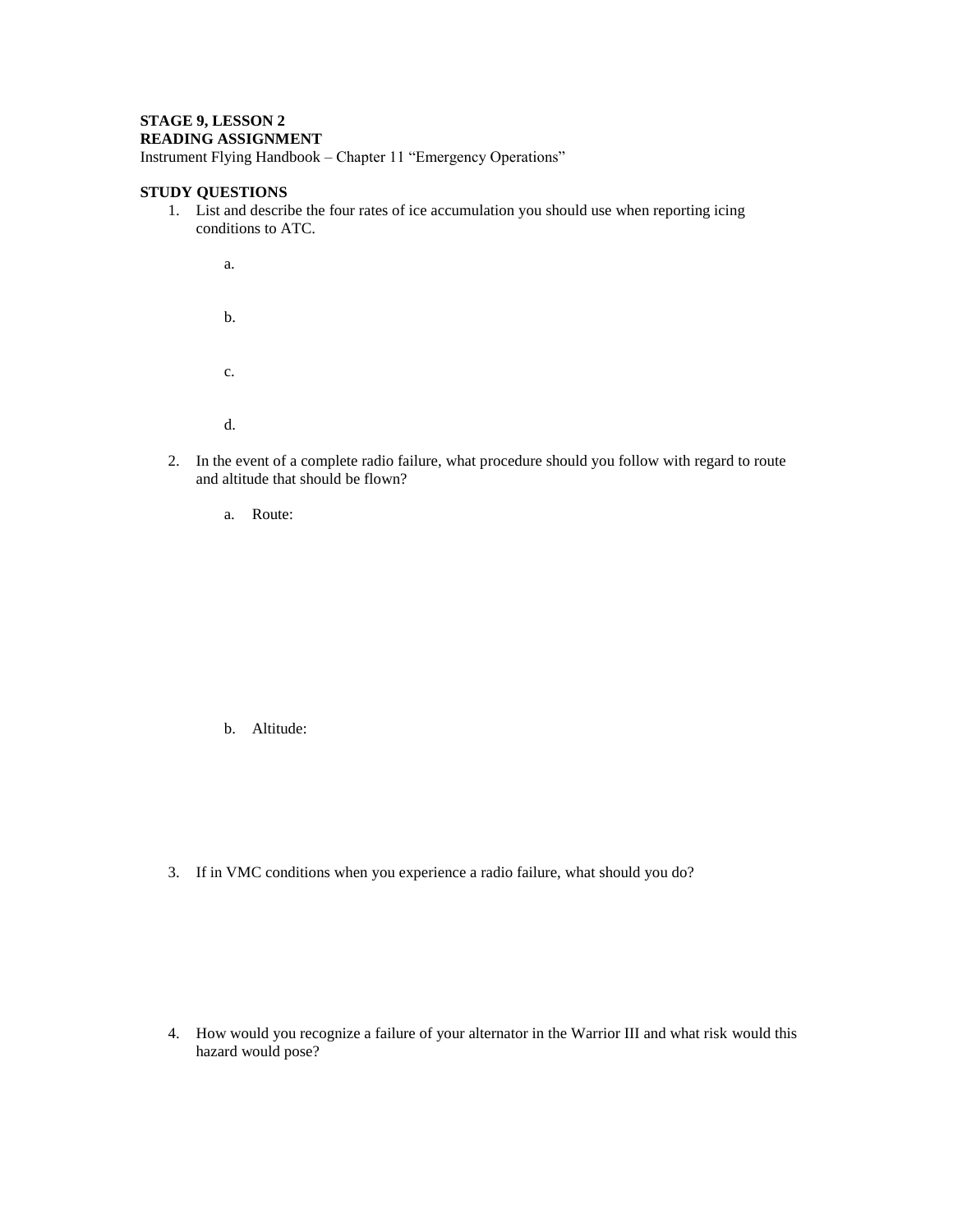**STAGE 9, LESSON 2**
**READING ASSIGNMENT**
Instrument Flying Handbook – Chapter 11 "Emergency Operations"

**STUDY QUESTIONS**

1. List and describe the four rates of ice accumulation you should use when reporting icing conditions to ATC.

    a.

    b.

    c.

    d.

2. In the event of a complete radio failure, what procedure should you follow with regard to route and altitude that should be flown?

    a. Route:

    b. Altitude:

3. If in VMC conditions when you experience a radio failure, what should you do?

4. How would you recognize a failure of your alternator in the Warrior III and what risk would this hazard would pose?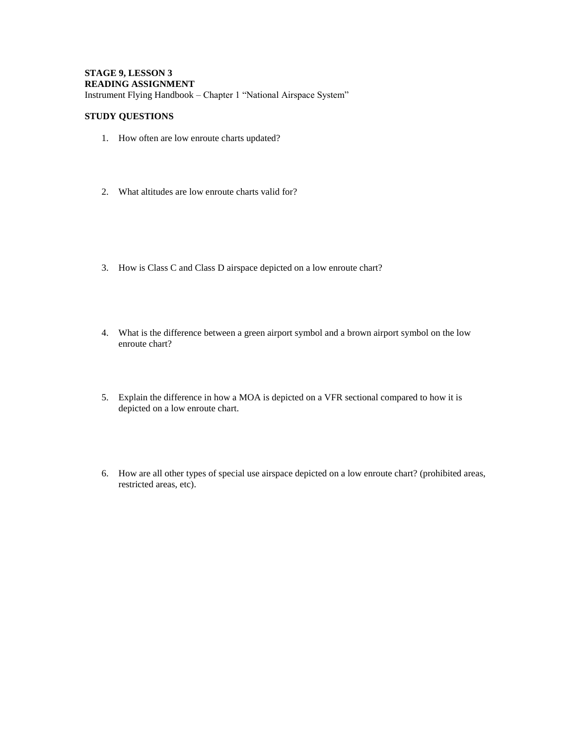**STAGE 9, LESSON 3**
**READING ASSIGNMENT**
Instrument Flying Handbook – Chapter 1 "National Airspace System"

**STUDY QUESTIONS**

1. How often are low enroute charts updated?

2. What altitudes are low enroute charts valid for?

3. How is Class C and Class D airspace depicted on a low enroute chart?

4. What is the difference between a green airport symbol and a brown airport symbol on the low enroute chart?

5. Explain the difference in how a MOA is depicted on a VFR sectional compared to how it is depicted on a low enroute chart.

6. How are all other types of special use airspace depicted on a low enroute chart? (prohibited areas, restricted areas, etc).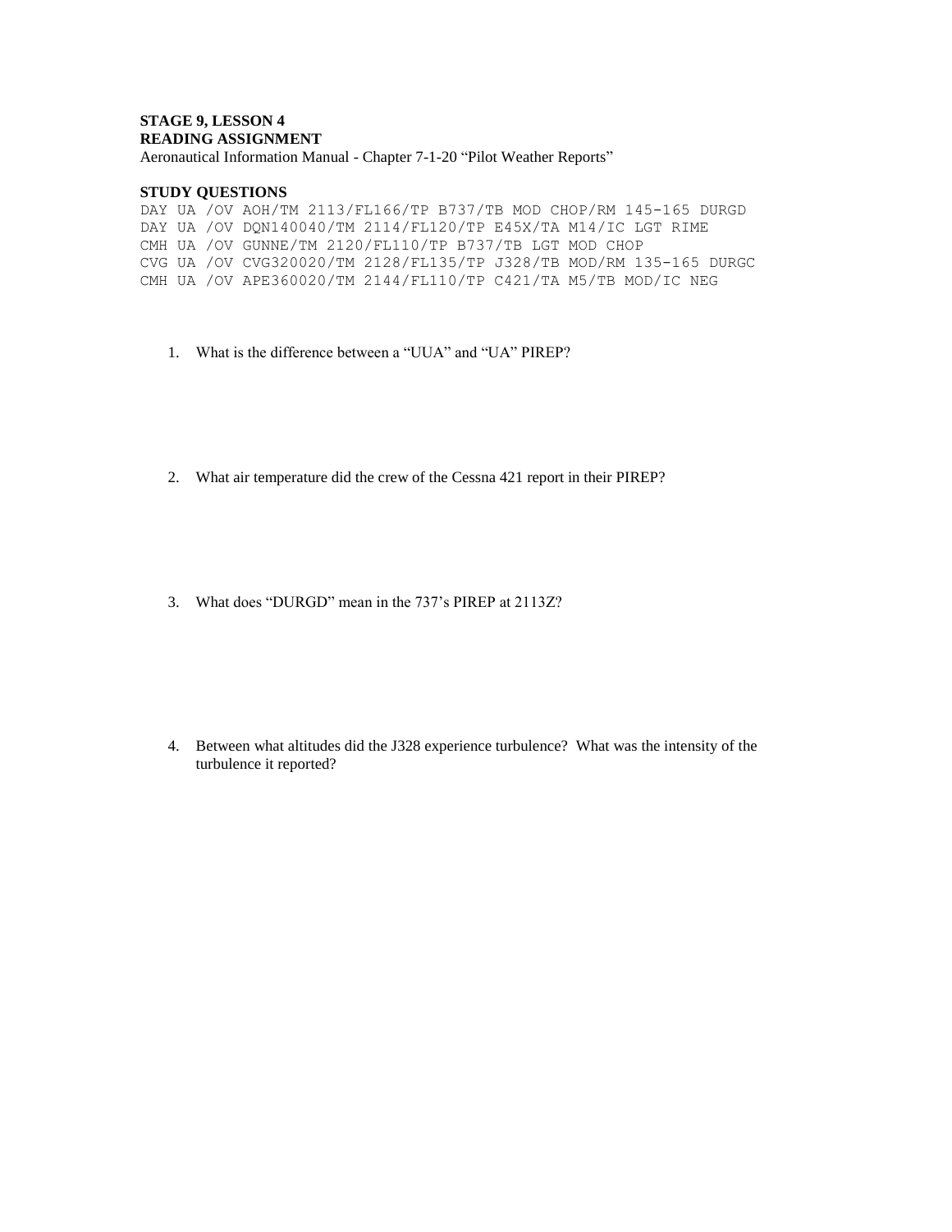**STAGE 9, LESSON 4**
**READING ASSIGNMENT**
Aeronautical Information Manual - Chapter 7-1-20 "Pilot Weather Reports"

**STUDY QUESTIONS**

```
DAY UA /OV AOH/TM 2113/FL166/TP B737/TB MOD CHOP/RM 145-165 DURGD
DAY UA /OV DQN140040/TM 2114/FL120/TP E45X/TA M14/IC LGT RIME
CMH UA /OV GUNNE/TM 2120/FL110/TP B737/TB LGT MOD CHOP
CVG UA /OV CVG320020/TM 2128/FL135/TP J328/TB MOD/RM 135-165 DURGC
CMH UA /OV APE360020/TM 2144/FL110/TP C421/TA M5/TB MOD/IC NEG
```

1. What is the difference between a "UUA" and "UA" PIREP?

2. What air temperature did the crew of the Cessna 421 report in their PIREP?

3. What does "DURGD" mean in the 737's PIREP at 2113Z?

4. Between what altitudes did the J328 experience turbulence? What was the intensity of the turbulence it reported?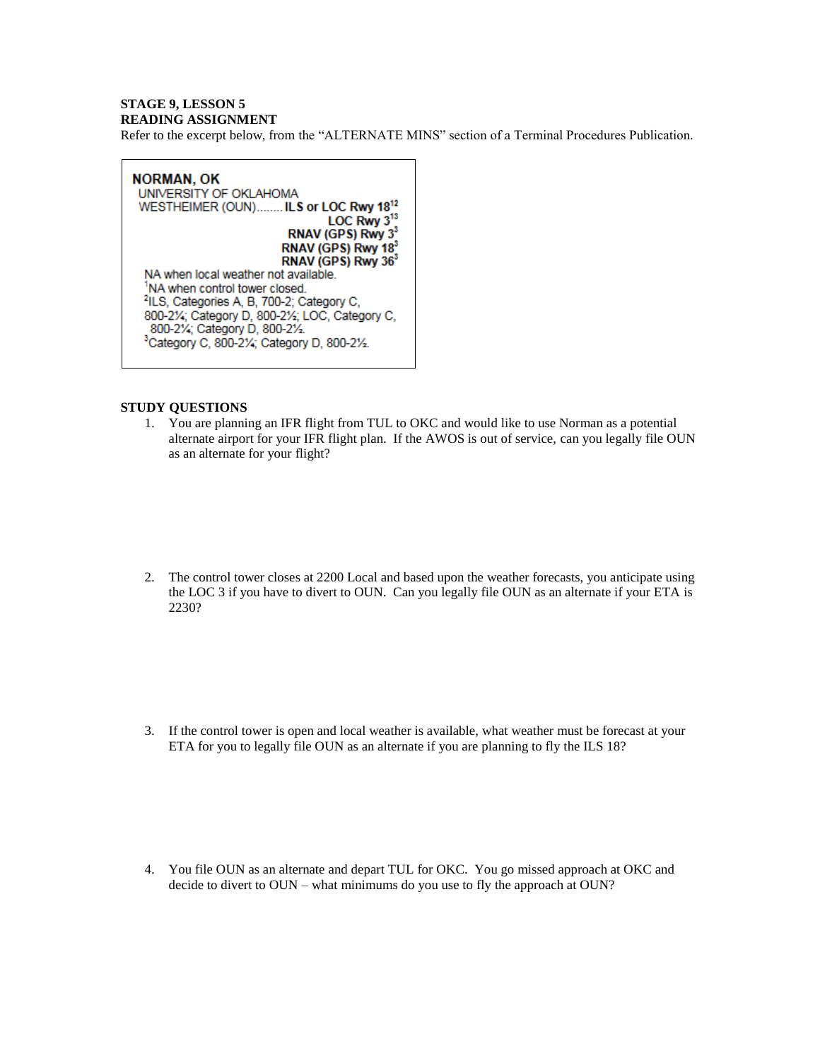**STAGE 9, LESSON 5**
**READING ASSIGNMENT**

Refer to the excerpt below, from the "ALTERNATE MINS" section of a Terminal Procedures Publication.

**NORMAN, OK**
UNIVERSITY OF OKLAHOMA
WESTHEIMER (OUN)........ **ILS or LOC Rwy 18**[12]
**LOC Rwy 3**[13]
**RNAV (GPS) Rwy 3**[3]
**RNAV (GPS) Rwy 18**[3]
**RNAV (GPS) Rwy 36**[3]

NA when local weather not available.
[1]NA when control tower closed.
[2]ILS, Categories A, B, 700-2; Category C, 800-2¼; Category D, 800-2½; LOC, Category C, 800-2¼; Category D, 800-2½.
[3]Category C, 800-2¼; Category D, 800-2½.

**STUDY QUESTIONS**

1. You are planning an IFR flight from TUL to OKC and would like to use Norman as a potential alternate airport for your IFR flight plan. If the AWOS is out of service, can you legally file OUN as an alternate for your flight?

2. The control tower closes at 2200 Local and based upon the weather forecasts, you anticipate using the LOC 3 if you have to divert to OUN. Can you legally file OUN as an alternate if your ETA is 2230?

3. If the control tower is open and local weather is available, what weather must be forecast at your ETA for you to legally file OUN as an alternate if you are planning to fly the ILS 18?

4. You file OUN as an alternate and depart TUL for OKC. You go missed approach at OKC and decide to divert to OUN – what minimums do you use to fly the approach at OUN?